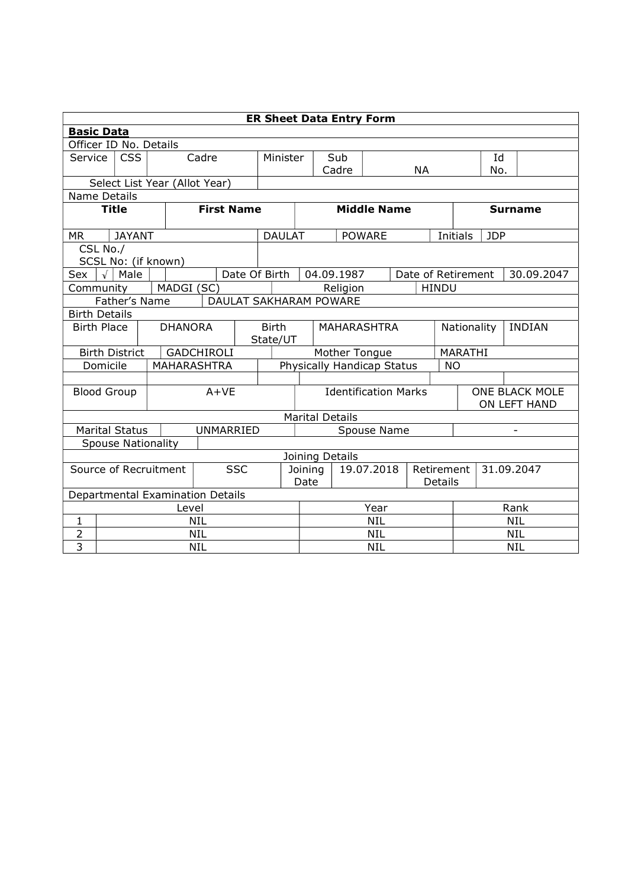**ER Sheet Data Entry Form**

**Basic Data**

Officer ID No. Details

| Service | CSS | Cadre | Minister | Sub Cadre | NA | Id No. | |
|---|---|---|---|---|---|---|---|

| Select List Year (Allot Year) | |
|---|---|

Name Details

| Title | First Name | Middle Name | Surname | | |
|---|---|---|---|---|---|
| MR | JAYANT | DAULAT | POWARE | Initials | JDP |

| CSL No./ SCSL No: (if known) | |
|---|---|

| Sex | √ Male | | Date Of Birth | 04.09.1987 | Date of Retirement | 30.09.2047 |
|---|---|---|---|---|---|---|
| Community | MADGI (SC) | | Religion | HINDU | | |
| Father's Name | DAULAT SAKHARAM POWARE | | | | | |

Birth Details

| Birth Place | DHANORA | Birth State/UT | MAHARASHTRA | Nationality | INDIAN |
|---|---|---|---|---|---|
| Birth District | GADCHIROLI | Mother Tongue | MARATHI | | |
| Domicile | MAHARASHTRA | Physically Handicap Status | NO | | |
| Blood Group | A+VE | Identification Marks | ONE BLACK MOLE ON LEFT HAND | | |

Marital Details

| Marital Status | UNMARRIED | Spouse Name | - |
|---|---|---|---|
| Spouse Nationality | | | |

Joining Details

| Source of Recruitment | SSC | Joining Date | 19.07.2018 | Retirement Details | 31.09.2047 |
|---|---|---|---|---|---|

Departmental Examination Details

| | Level | Year | Rank |
|---|---|---|---|
| 1 | NIL | NIL | NIL |
| 2 | NIL | NIL | NIL |
| 3 | NIL | NIL | NIL |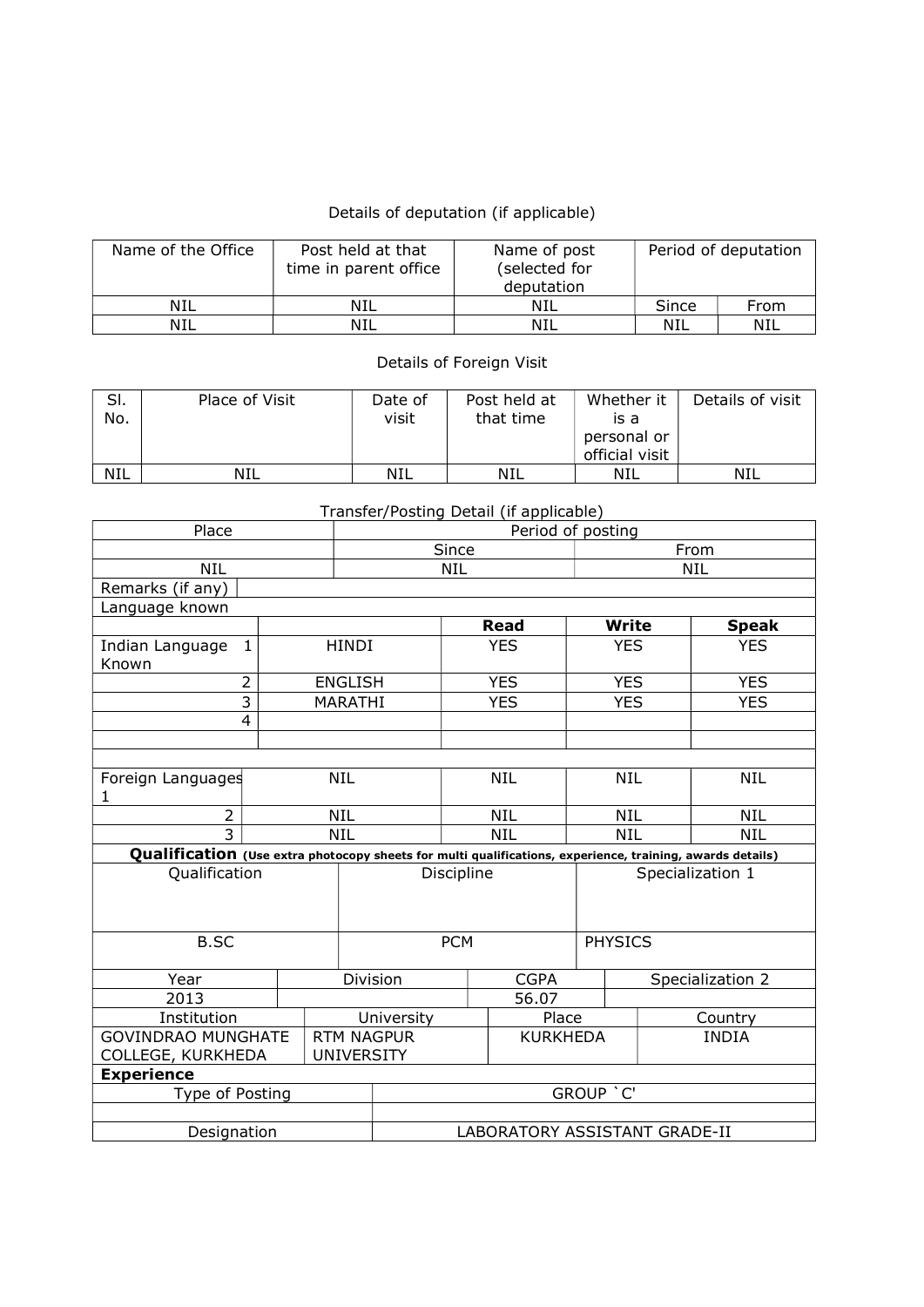Details of deputation (if applicable)

| Name of the Office | Post held at that time in parent office | Name of post (selected for deputation | Period of deputation | |
|---|---|---|---|---|
| NIL | NIL | NIL | Since | From |
| NIL | NIL | NIL | NIL | NIL |

Details of Foreign Visit

| Sl. No. | Place of Visit | Date of visit | Post held at that time | Whether it is a personal or official visit | Details of visit |
|---|---|---|---|---|---|
| NIL | NIL | NIL | NIL | NIL | NIL |

Transfer/Posting Detail (if applicable)

| Place | Period of posting | |
|---|---|---|
| | Since | From |
| NIL | NIL | NIL |

Remarks (if any)

Language known

| | | | Read | Write | Speak |
|---|---|---|---|---|---|
| Indian Language Known | 1 | HINDI | YES | YES | YES |
| | 2 | ENGLISH | YES | YES | YES |
| | 3 | MARATHI | YES | YES | YES |
| | 4 | | | | |
| Foreign Languages | 1 | NIL | NIL | NIL | NIL |
| | 2 | NIL | NIL | NIL | NIL |
| | 3 | NIL | NIL | NIL | NIL |

**Qualification** **(Use extra photocopy sheets for multi qualifications, experience, training, awards details)**

| Qualification | Discipline | Specialization 1 |
|---|---|---|
| B.SC | PCM | PHYSICS |

| Year | Division | CGPA | Specialization 2 |
|---|---|---|---|
| 2013 | | 56.07 | |

| Institution | University | Place | Country |
|---|---|---|---|
| GOVINDRAO MUNGHATE COLLEGE, KURKHEDA | RTM NAGPUR UNIVERSITY | KURKHEDA | INDIA |

**Experience**

| Type of Posting | GROUP `C' |
|---|---|
| | |
| Designation | LABORATORY ASSISTANT GRADE-II |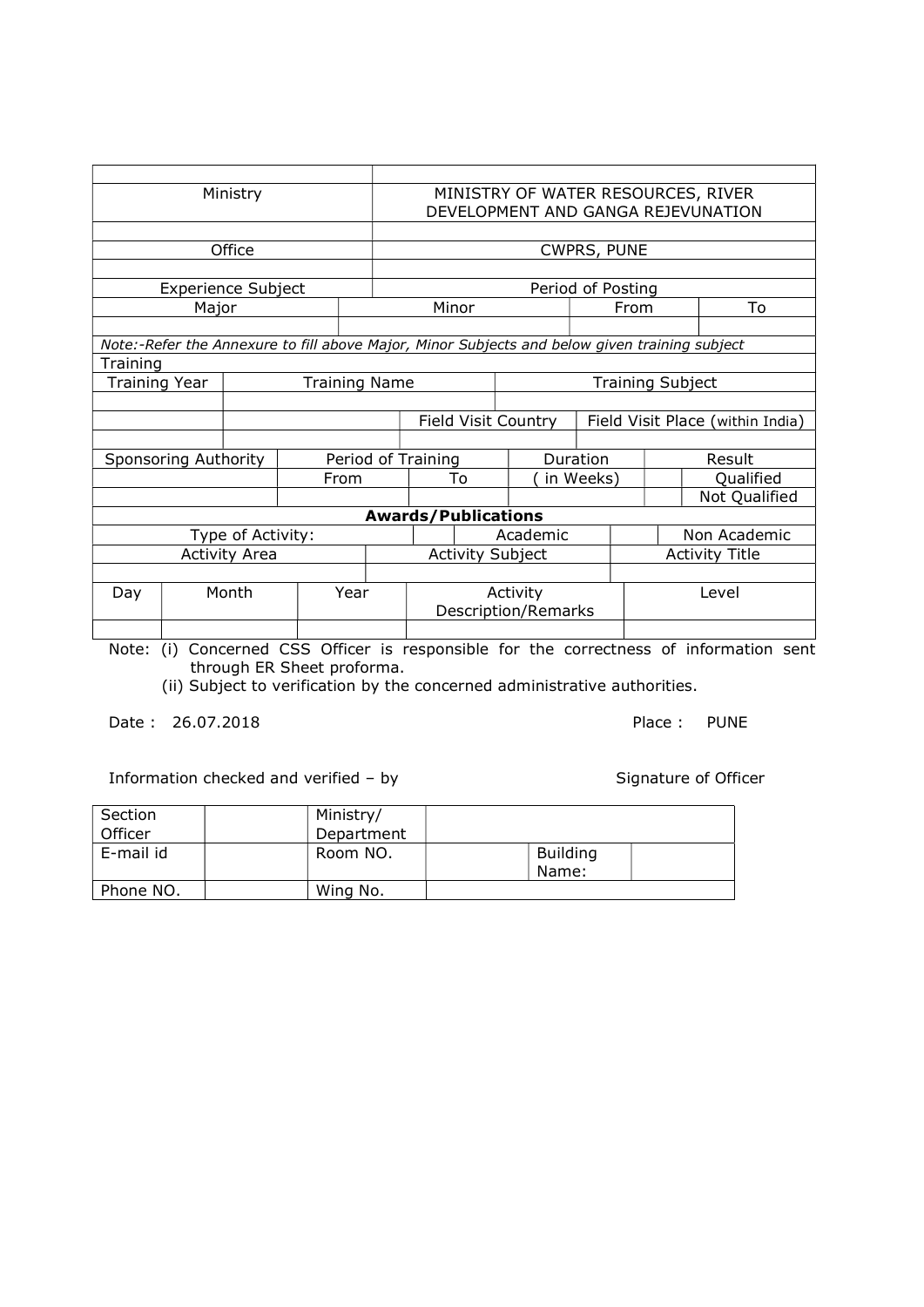| | |
|---|---|
| | |
| Ministry | MINISTRY OF WATER RESOURCES, RIVER DEVELOPMENT AND GANGA REJEVUNATION |
| | |
| Office | CWPRS, PUNE |
| | |
| Experience Subject | Period of Posting |

| Major | Minor | From | To |
|---|---|---|---|
| | | | |

*Note:-Refer the Annexure to fill above Major, Minor Subjects and below given training subject*

Training

| Training Year | Training Name | | Training Subject | |
|---|---|---|---|---|
| | | | | |
| | | Field Visit Country | | Field Visit Place (within India) |
| | | | | |

| Sponsoring Authority | Period of Training | | Duration | Result | |
|---|---|---|---|---|---|
| | From | To | ( in Weeks) | | Qualified |
| | | | | | Not Qualified |

**Awards/Publications**

| Type of Activity: | | Academic | | Non Academic |
|---|---|---|---|---|
| Activity Area | Activity Subject | | Activity Title | |
| | | | | |

| Day | Month | Year | Activity Description/Remarks | Level |
|---|---|---|---|---|
| | | | | |

Note: (i) Concerned CSS Officer is responsible for the correctness of information sent through ER Sheet proforma.

(ii) Subject to verification by the concerned administrative authorities.

Date : 26.07.2018 Place : PUNE

Information checked and verified – by Signature of Officer

| Section Officer | | Ministry/ Department | | | |
|---|---|---|---|---|---|
| E-mail id | | Room NO. | | Building Name: | |
| Phone NO. | | Wing No. | | | |